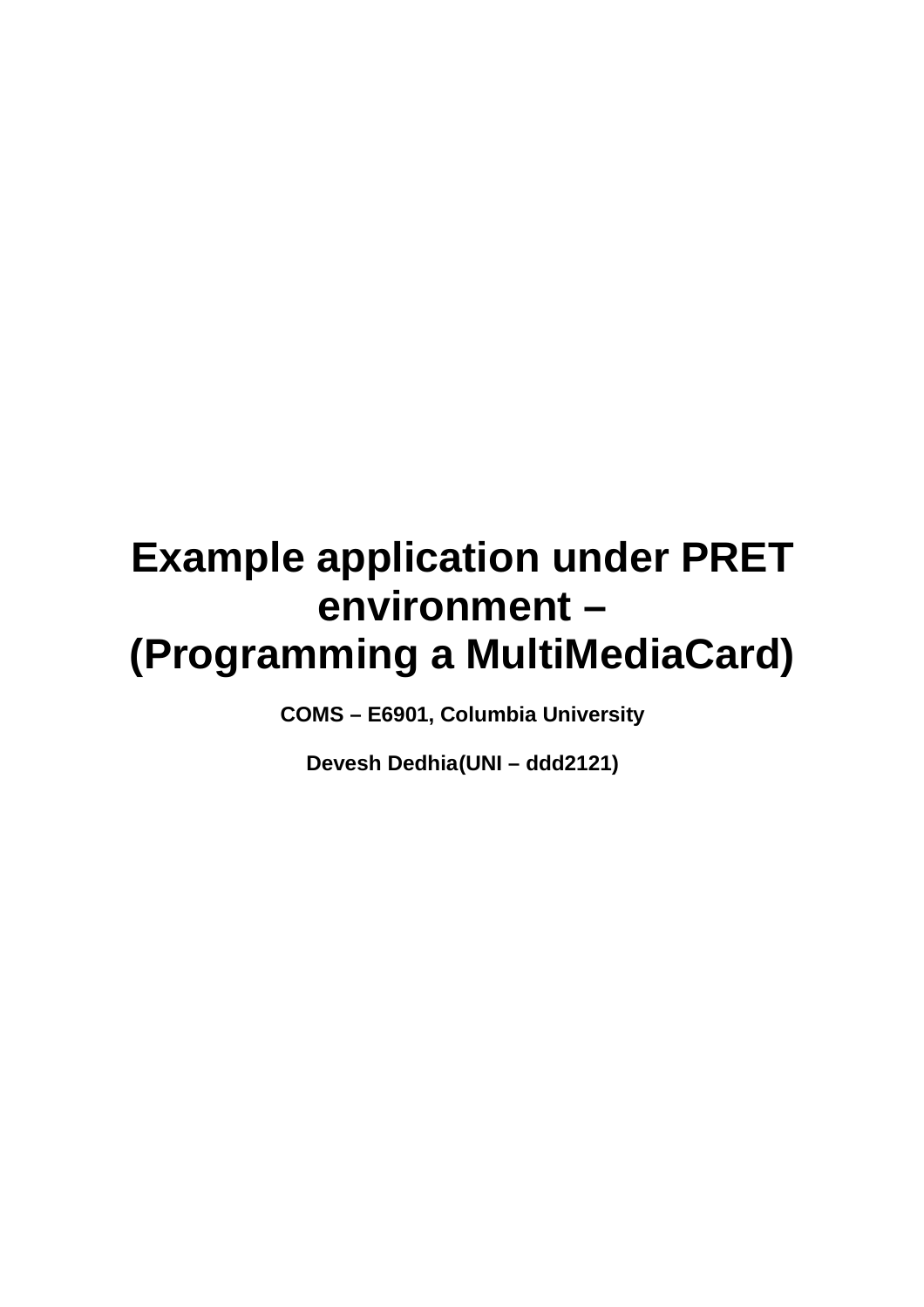# Example application under PRET environment – (Programming a MultiMediaCard)

**COMS – E6901, Columbia University**

**Devesh Dedhia(UNI – ddd2121)**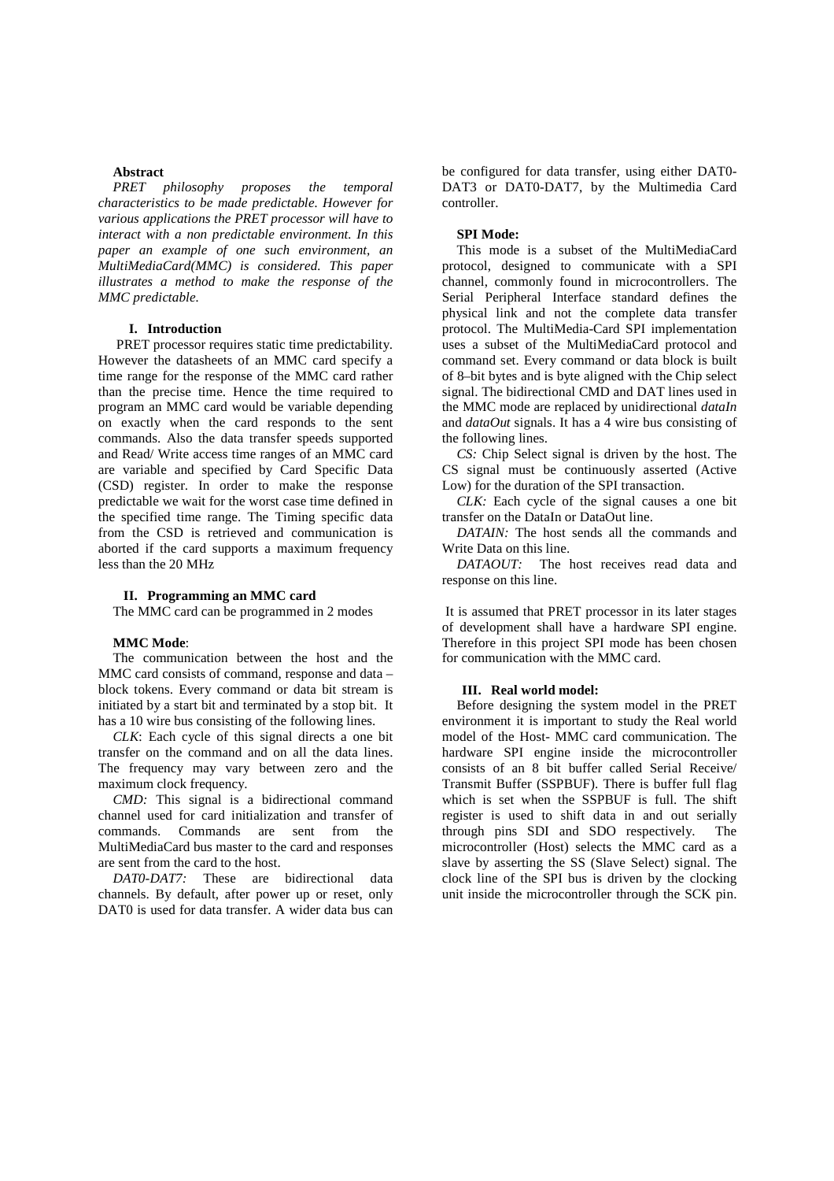**Abstract**

*PRET philosophy proposes the temporal characteristics to be made predictable. However for various applications the PRET processor will have to interact with a non predictable environment. In this paper an example of one such environment, an MultiMediaCard(MMC) is considered. This paper illustrates a method to make the response of the MMC predictable.*

## I. Introduction

PRET processor requires static time predictability. However the datasheets of an MMC card specify a time range for the response of the MMC card rather than the precise time. Hence the time required to program an MMC card would be variable depending on exactly when the card responds to the sent commands. Also the data transfer speeds supported and Read/ Write access time ranges of an MMC card are variable and specified by Card Specific Data (CSD) register. In order to make the response predictable we wait for the worst case time defined in the specified time range. The Timing specific data from the CSD is retrieved and communication is aborted if the card supports a maximum frequency less than the 20 MHz

## II. Programming an MMC card

The MMC card can be programmed in 2 modes

**MMC Mode**:

The communication between the host and the MMC card consists of command, response and data – block tokens. Every command or data bit stream is initiated by a start bit and terminated by a stop bit. It has a 10 wire bus consisting of the following lines.

*CLK*: Each cycle of this signal directs a one bit transfer on the command and on all the data lines. The frequency may vary between zero and the maximum clock frequency.

*CMD:* This signal is a bidirectional command channel used for card initialization and transfer of commands. Commands are sent from the MultiMediaCard bus master to the card and responses are sent from the card to the host.

*DAT0-DAT7:* These are bidirectional data channels. By default, after power up or reset, only DAT0 is used for data transfer. A wider data bus can be configured for data transfer, using either DAT0-DAT3 or DAT0-DAT7, by the Multimedia Card controller.

**SPI Mode:**

This mode is a subset of the MultiMediaCard protocol, designed to communicate with a SPI channel, commonly found in microcontrollers. The Serial Peripheral Interface standard defines the physical link and not the complete data transfer protocol. The MultiMedia-Card SPI implementation uses a subset of the MultiMediaCard protocol and command set. Every command or data block is built of 8–bit bytes and is byte aligned with the Chip select signal. The bidirectional CMD and DAT lines used in the MMC mode are replaced by unidirectional *dataIn* and *dataOut* signals. It has a 4 wire bus consisting of the following lines.

*CS:* Chip Select signal is driven by the host. The CS signal must be continuously asserted (Active Low) for the duration of the SPI transaction.

*CLK:* Each cycle of the signal causes a one bit transfer on the DataIn or DataOut line.

*DATAIN:* The host sends all the commands and Write Data on this line.

*DATAOUT:* The host receives read data and response on this line.

It is assumed that PRET processor in its later stages of development shall have a hardware SPI engine. Therefore in this project SPI mode has been chosen for communication with the MMC card.

## III. Real world model:

Before designing the system model in the PRET environment it is important to study the Real world model of the Host- MMC card communication. The hardware SPI engine inside the microcontroller consists of an 8 bit buffer called Serial Receive/ Transmit Buffer (SSPBUF). There is buffer full flag which is set when the SSPBUF is full. The shift register is used to shift data in and out serially through pins SDI and SDO respectively. The microcontroller (Host) selects the MMC card as a slave by asserting the SS (Slave Select) signal. The clock line of the SPI bus is driven by the clocking unit inside the microcontroller through the SCK pin.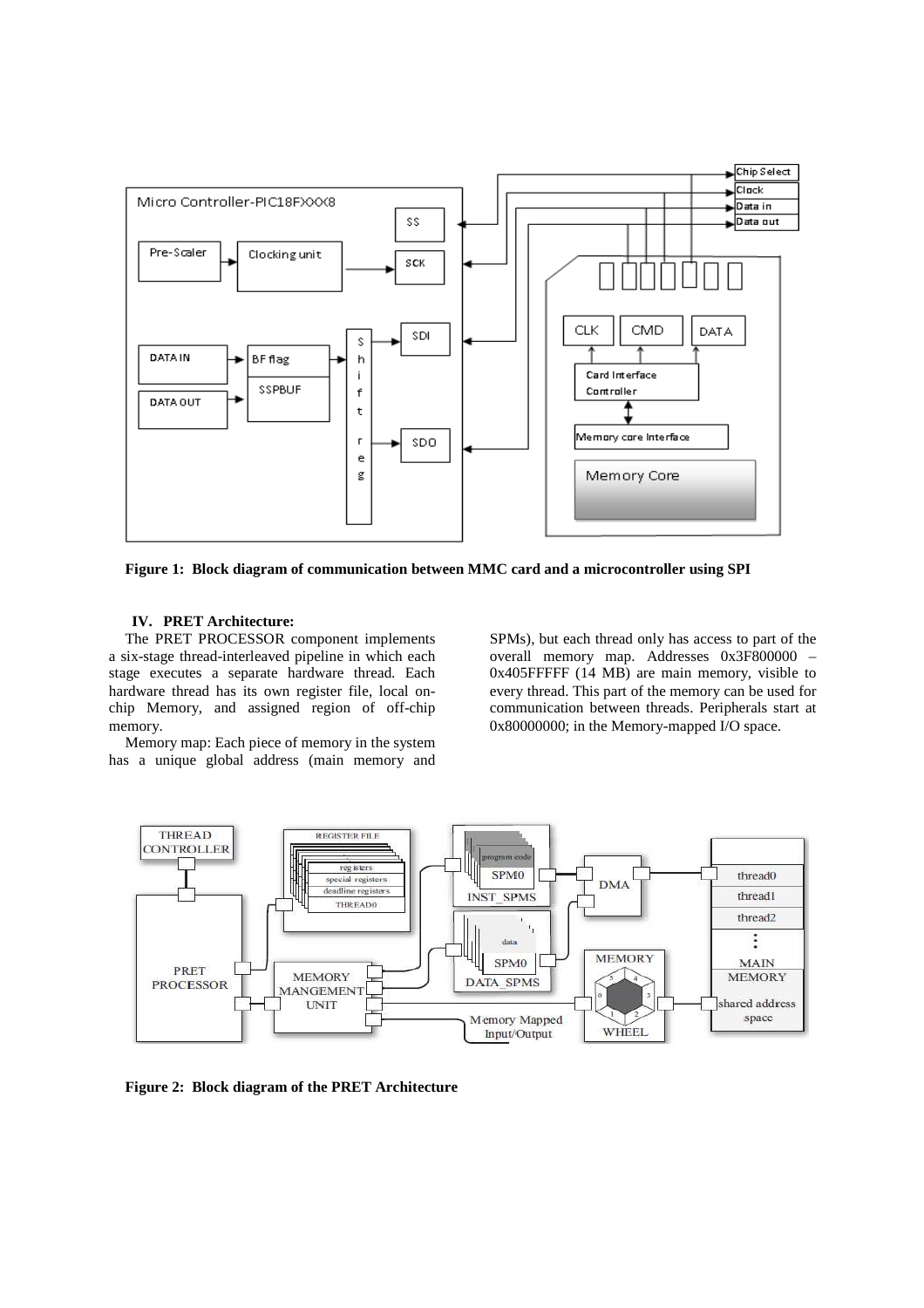**Figure 1: Block diagram of communication between MMC card and a microcontroller using SPI**

## IV. PRET Architecture:

The PRET PROCESSOR component implements a six-stage thread-interleaved pipeline in which each stage executes a separate hardware thread. Each hardware thread has its own register file, local on-chip Memory, and assigned region of off-chip memory.

Memory map: Each piece of memory in the system has a unique global address (main memory and SPMs), but each thread only has access to part of the overall memory map. Addresses 0x3F800000 – 0x405FFFFF (14 MB) are main memory, visible to every thread. This part of the memory can be used for communication between threads. Peripherals start at 0x80000000; in the Memory-mapped I/O space.

**Figure 2: Block diagram of the PRET Architecture**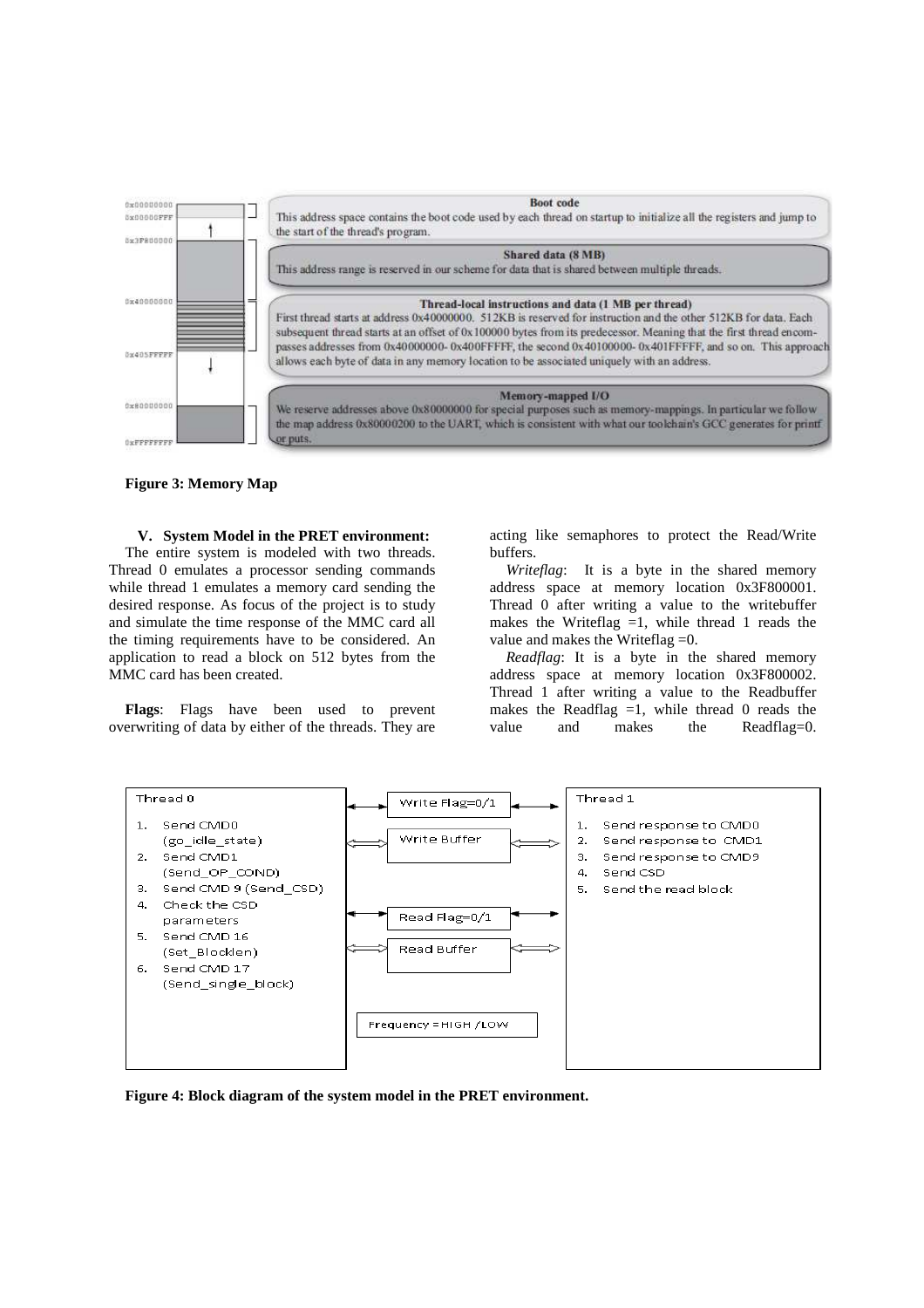| Address | Region | Description |
|---|---|---|
| 0x00000000 – 0x00000FFF | **Boot code** | This address space contains the boot code used by each thread on startup to initialize all the registers and jump to the start of the thread's program. |
| 0x3F800000 | **Shared data (8 MB)** | This address range is reserved in our scheme for data that is shared between multiple threads. |
| 0x40000000 – 0x405FFFFF | **Thread-local instructions and data (1 MB per thread)** | First thread starts at address 0x40000000. 512KB is reserved for instruction and the other 512KB for data. Each subsequent thread starts at an offset of 0x100000 bytes from its predecessor. Meaning that the first thread encompasses addresses from 0x40000000- 0x400FFFFF, the second 0x40100000- 0x401FFFFF, and so on. This approach allows each byte of data in any memory location to be associated uniquely with an address. |
| 0x80000000 – 0xFFFFFFFF | **Memory-mapped I/O** | We reserve addresses above 0x80000000 for special purposes such as memory-mappings. In particular we follow the map address 0x80000200 to the UART, which is consistent with what our toolchain's GCC generates for printf or puts. |

**Figure 3: Memory Map**

## V. System Model in the PRET environment:

The entire system is modeled with two threads. Thread 0 emulates a processor sending commands while thread 1 emulates a memory card sending the desired response. As focus of the project is to study and simulate the time response of the MMC card all the timing requirements have to be considered. An application to read a block on 512 bytes from the MMC card has been created.

**Flags**: Flags have been used to prevent overwriting of data by either of the threads. They are acting like semaphores to protect the Read/Write buffers.

*Writeflag*: It is a byte in the shared memory address space at memory location 0x3F800001. Thread 0 after writing a value to the writebuffer makes the Writeflag =1, while thread 1 reads the value and makes the Writeflag =0.

*Readflag*: It is a byte in the shared memory address space at memory location 0x3F800002. Thread 1 after writing a value to the Readbuffer makes the Readflag =1, while thread 0 reads the value and makes the Readflag=0.

| Thread 0 | Shared | Thread 1 |
|---|---|---|
| 1. Send CMD0 (go_idle_state) | Write Flag=0/1 | 1. Send response to CMD0 |
| 2. Send CMD1 (Send_OP_COND) | Write Buffer | 2. Send response to CMD1 |
| 3. Send CMD 9 (Send_CSD) | Read Flag=0/1 | 3. Send response to CMD9 |
| 4. Check the CSD parameters | Read Buffer | 4. Send CSD |
| 5. Send CMD 16 (Set_Blocklen) | Frequency =HIGH /LOW | 5. Send the read block |
| 6. Send CMD 17 (Send_single_block) | | |

**Figure 4: Block diagram of the system model in the PRET environment.**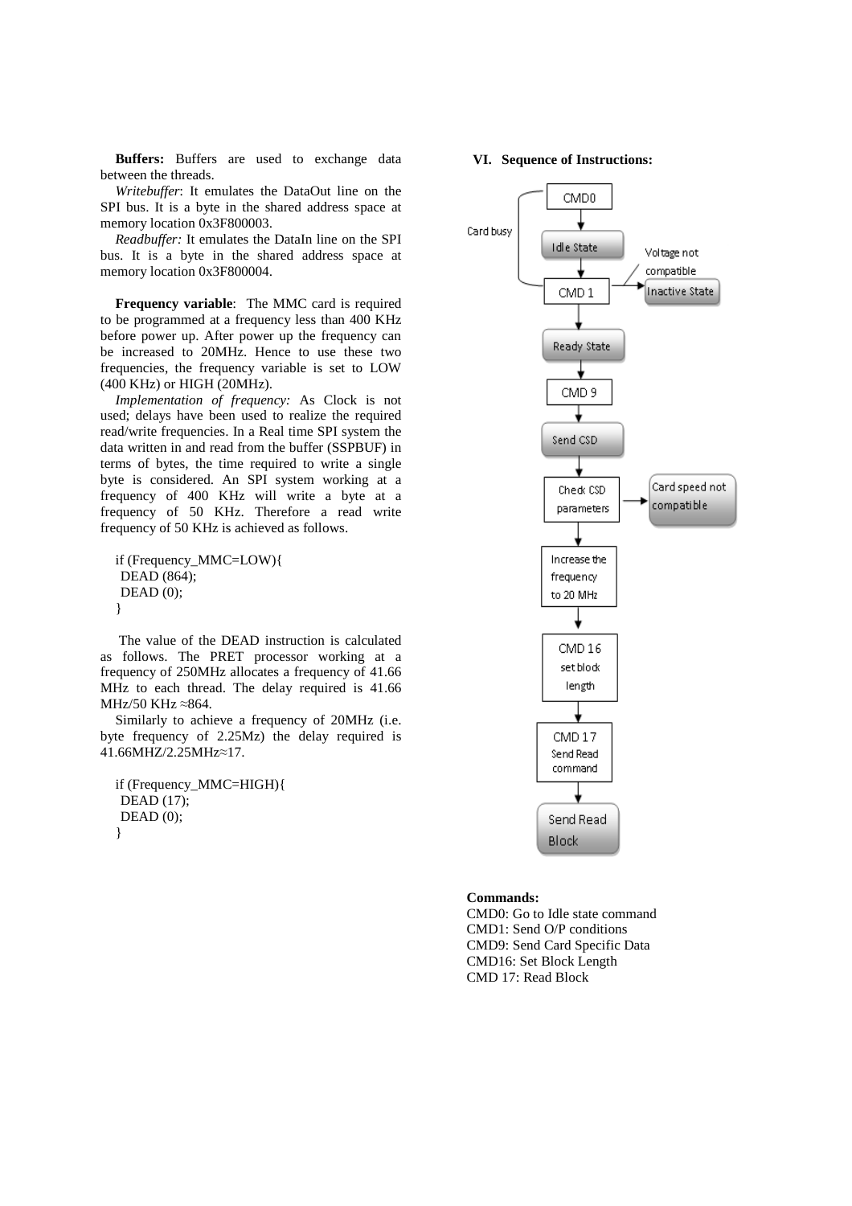**Buffers:** Buffers are used to exchange data between the threads.

*Writebuffer*: It emulates the DataOut line on the SPI bus. It is a byte in the shared address space at memory location 0x3F800003.

*Readbuffer:* It emulates the DataIn line on the SPI bus. It is a byte in the shared address space at memory location 0x3F800004.

**Frequency variable**: The MMC card is required to be programmed at a frequency less than 400 KHz before power up. After power up the frequency can be increased to 20MHz. Hence to use these two frequencies, the frequency variable is set to LOW (400 KHz) or HIGH (20MHz).

*Implementation of frequency:* As Clock is not used; delays have been used to realize the required read/write frequencies. In a Real time SPI system the data written in and read from the buffer (SSPBUF) in terms of bytes, the time required to write a single byte is considered. An SPI system working at a frequency of 400 KHz will write a byte at a frequency of 50 KHz. Therefore a read write frequency of 50 KHz is achieved as follows.

```
if (Frequency_MMC=LOW){
 DEAD (864);
 DEAD (0);
}
```

The value of the DEAD instruction is calculated as follows. The PRET processor working at a frequency of 250MHz allocates a frequency of 41.66 MHz to each thread. The delay required is 41.66 MHz/50 KHz ≈864.

Similarly to achieve a frequency of 20MHz (i.e. byte frequency of 2.25Mz) the delay required is 41.66MHZ/2.25MHz≈17.

```
if (Frequency_MMC=HIGH){
 DEAD (17);
 DEAD (0);
}
```

## VI. Sequence of Instructions:

CMD0 → Idle State → CMD 1 (Card busy: back to CMD0; Voltage not compatible: Inactive State) → Ready State → CMD 9 → Send CSD → Check CSD parameters (Card speed not compatible) → Increase the frequency to 20 MHz → CMD 16 set block length → CMD 17 Send Read command → Send Read Block

**Commands:**

CMD0: Go to Idle state command
CMD1: Send O/P conditions
CMD9: Send Card Specific Data
CMD16: Set Block Length
CMD 17: Read Block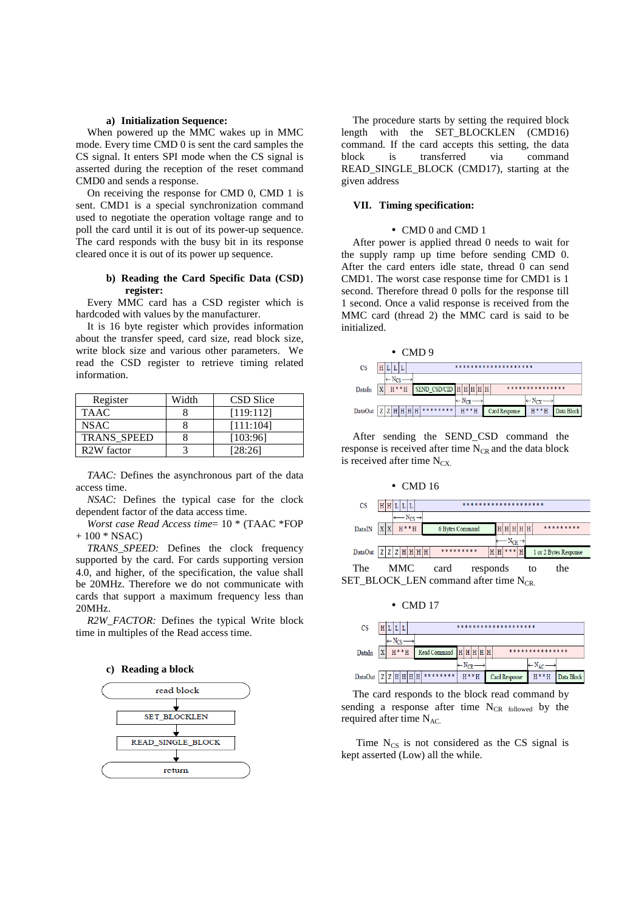### a) Initialization Sequence:

When powered up the MMC wakes up in MMC mode. Every time CMD 0 is sent the card samples the CS signal. It enters SPI mode when the CS signal is asserted during the reception of the reset command CMD0 and sends a response.

On receiving the response for CMD 0, CMD 1 is sent. CMD1 is a special synchronization command used to negotiate the operation voltage range and to poll the card until it is out of its power-up sequence. The card responds with the busy bit in its response cleared once it is out of its power up sequence.

### b) Reading the Card Specific Data (CSD) register:

Every MMC card has a CSD register which is hardcoded with values by the manufacturer.

It is 16 byte register which provides information about the transfer speed, card size, read block size, write block size and various other parameters. We read the CSD register to retrieve timing related information.

| Register | Width | CSD Slice |
|---|---|---|
| TAAC | 8 | [119:112] |
| NSAC | 8 | [111:104] |
| TRANS_SPEED | 8 | [103:96] |
| R2W factor | 3 | [28:26] |

*TAAC:* Defines the asynchronous part of the data access time.

*NSAC:* Defines the typical case for the clock dependent factor of the data access time.

*Worst case Read Access time*= 10 * (TAAC *FOP + 100 * NSAC)

*TRANS_SPEED:* Defines the clock frequency supported by the card. For cards supporting version 4.0, and higher, of the specification, the value shall be 20MHz. Therefore we do not communicate with cards that support a maximum frequency less than 20MHz.

*R2W_FACTOR:* Defines the typical Write block time in multiples of the Read access time.

### c) Reading a block

read block → SET_BLOCKLEN → READ_SINGLE_BLOCK → return

The procedure starts by setting the required block length with the SET_BLOCKLEN (CMD16) command. If the card accepts this setting, the data block is transferred via command READ_SINGLE_BLOCK (CMD17), starting at the given address

## VII. Timing specification:

- CMD 0 and CMD 1

After power is applied thread 0 needs to wait for the supply ramp up time before sending CMD 0. After the card enters idle state, thread 0 can send CMD1. The worst case response time for CMD1 is 1 second. Therefore thread 0 polls for the response till 1 second. Once a valid response is received from the MMC card (thread 2) the MMC card is said to be initialized.

- CMD 9

CS: H L L L ******************
DataIn: X H**H SEND_CSD/CID H H H H H ***************
DataOut: Z Z H H H H ******** H**H Card Response H**H Data Block
($N_{CS}$, $N_{CR}$, $N_{CX}$)

After sending the SEND_CSD command the response is received after time $N_{CR}$ and the data block is received after time $N_{CX}$.

- CMD 16

CS: H H L L L ******************
DataIN: X X H**H 6 Bytes Command H H H H H *********
DataOut: Z Z Z H H H H ********* H H *** H 1 or 2 Bytes Response
($N_{CS}$, $N_{CR}$)

The MMC card responds to the SET_BLOCK_LEN command after time $N_{CR}$.

- CMD 17

CS: H L L L ******************
DataIn: X H**H Read Command H H H H H ***************
DataOut: Z Z H H H H ******** H**H Card Response H**H Data Block
($N_{CS}$, $N_{CR}$, $N_{AC}$)

The card responds to the block read command by sending a response after time $N_{CR}$ followed by the required after time $N_{AC}$.

Time $N_{CS}$ is not considered as the CS signal is kept asserted (Low) all the while.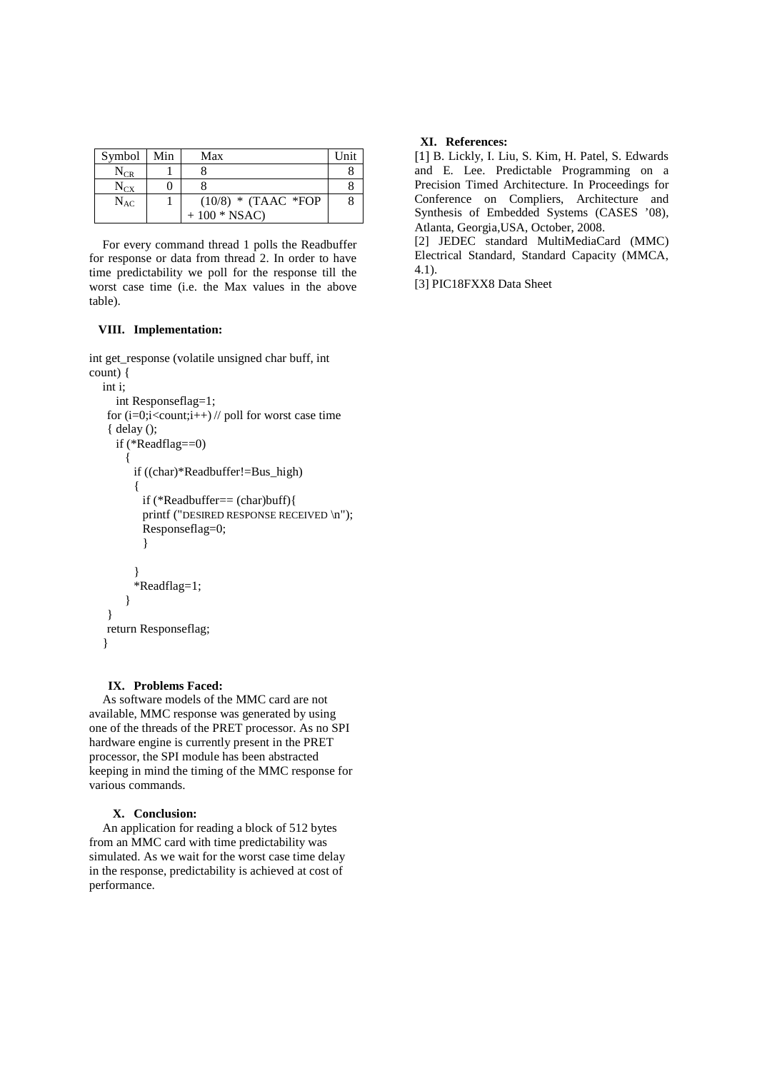| Symbol | Min | Max | Unit |
|---|---|---|---|
| $N_{CR}$ | 1 | 8 | 8 |
| $N_{CX}$ | 0 | 8 | 8 |
| $N_{AC}$ | 1 | (10/8) * (TAAC *FOP + 100 * NSAC) | 8 |

For every command thread 1 polls the Readbuffer for response or data from thread 2. In order to have time predictability we poll for the response till the worst case time (i.e. the Max values in the above table).

## VIII. Implementation:

```
int get_response (volatile unsigned char buff, int count) {
   int i;
     int Responseflag=1;
    for (i=0;i<count;i++) // poll for worst case time
    { delay ();
      if (*Readflag==0)
        {
          if ((char)*Readbuffer!=Bus_high)
          {
            if (*Readbuffer== (char)buff){
            printf ("DESIRED RESPONSE RECEIVED \n");
            Responseflag=0;
            }

          }
          *Readflag=1;
        }
    }
    return Responseflag;
   }
```

## IX. Problems Faced:

As software models of the MMC card are not available, MMC response was generated by using one of the threads of the PRET processor. As no SPI hardware engine is currently present in the PRET processor, the SPI module has been abstracted keeping in mind the timing of the MMC response for various commands.

## X. Conclusion:

An application for reading a block of 512 bytes from an MMC card with time predictability was simulated. As we wait for the worst case time delay in the response, predictability is achieved at cost of performance.

## XI. References:

[1] B. Lickly, I. Liu, S. Kim, H. Patel, S. Edwards and E. Lee. Predictable Programming on a Precision Timed Architecture. In Proceedings for Conference on Compliers, Architecture and Synthesis of Embedded Systems (CASES '08), Atlanta, Georgia,USA, October, 2008.

[2] JEDEC standard MultiMediaCard (MMC) Electrical Standard, Standard Capacity (MMCA, 4.1).

[3] PIC18FXX8 Data Sheet